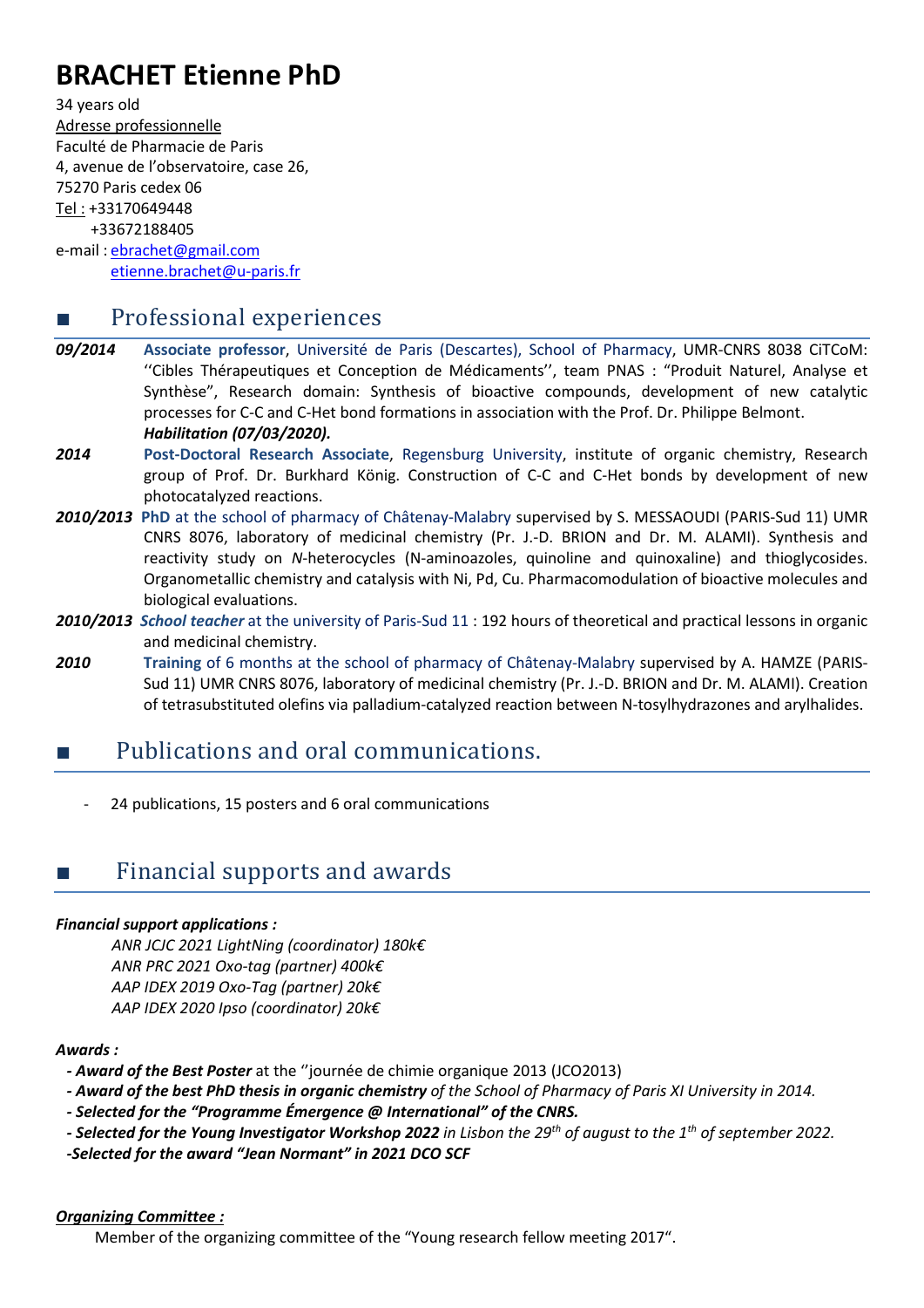# BRACHET Etienne PhD

34 years old

Adresse professionnelle

Faculté de Pharmacie de Paris

4, avenue de l'observatoire, case 26,

75270 Paris cedex 06

Tel : +33170649448

+33672188405

e-mail : ebrachet@gmail.com

etienne.brachet@u-paris.fr

## ■ Professional experiences

***09/2014*** **Associate professor**, Université de Paris (Descartes), School of Pharmacy, UMR-CNRS 8038 CiTCoM: ''Cibles Thérapeutiques et Conception de Médicaments'', team PNAS : "Produit Naturel, Analyse et Synthèse", Research domain: Synthesis of bioactive compounds, development of new catalytic processes for C-C and C-Het bond formations in association with the Prof. Dr. Philippe Belmont. ***Habilitation (07/03/2020).***

***2014*** **Post-Doctoral Research Associate**, Regensburg University, institute of organic chemistry, Research group of Prof. Dr. Burkhard König. Construction of C-C and C-Het bonds by development of new photocatalyzed reactions.

***2010/2013*** **PhD** at the school of pharmacy of Châtenay-Malabry supervised by S. MESSAOUDI (PARIS-Sud 11) UMR CNRS 8076, laboratory of medicinal chemistry (Pr. J.-D. BRION and Dr. M. ALAMI). Synthesis and reactivity study on *N*-heterocycles (N-aminoazoles, quinoline and quinoxaline) and thioglycosides. Organometallic chemistry and catalysis with Ni, Pd, Cu. Pharmacomodulation of bioactive molecules and biological evaluations.

***2010/2013*** ***School teacher*** at the university of Paris-Sud 11 : 192 hours of theoretical and practical lessons in organic and medicinal chemistry.

***2010*** **Training** of 6 months at the school of pharmacy of Châtenay-Malabry supervised by A. HAMZE (PARIS-Sud 11) UMR CNRS 8076, laboratory of medicinal chemistry (Pr. J.-D. BRION and Dr. M. ALAMI). Creation of tetrasubstituted olefins via palladium-catalyzed reaction between N-tosylhydrazones and arylhalides.

## ■ Publications and oral communications.

- 24 publications, 15 posters and 6 oral communications

## ■ Financial supports and awards

***Financial support applications :***

*ANR JCJC 2021 LightNing (coordinator) 180k€*

*ANR PRC 2021 Oxo-tag (partner) 400k€*

*AAP IDEX 2019 Oxo-Tag (partner) 20k€*

*AAP IDEX 2020 Ipso (coordinator) 20k€*

***Awards :***

- ***Award of the Best Poster*** at the ''journée de chimie organique 2013 (JCO2013)
- ***Award of the best PhD thesis in organic chemistry*** *of the School of Pharmacy of Paris XI University in 2014.*
- ***Selected for the "Programme Émergence @ International" of the CNRS.***
- ***Selected for the Young Investigator Workshop 2022*** *in Lisbon the 29th of august to the 1st of september 2022.*
- ***Selected for the award "Jean Normant" in 2021 DCO SCF***

***Organizing Committee :***

Member of the organizing committee of the "Young research fellow meeting 2017".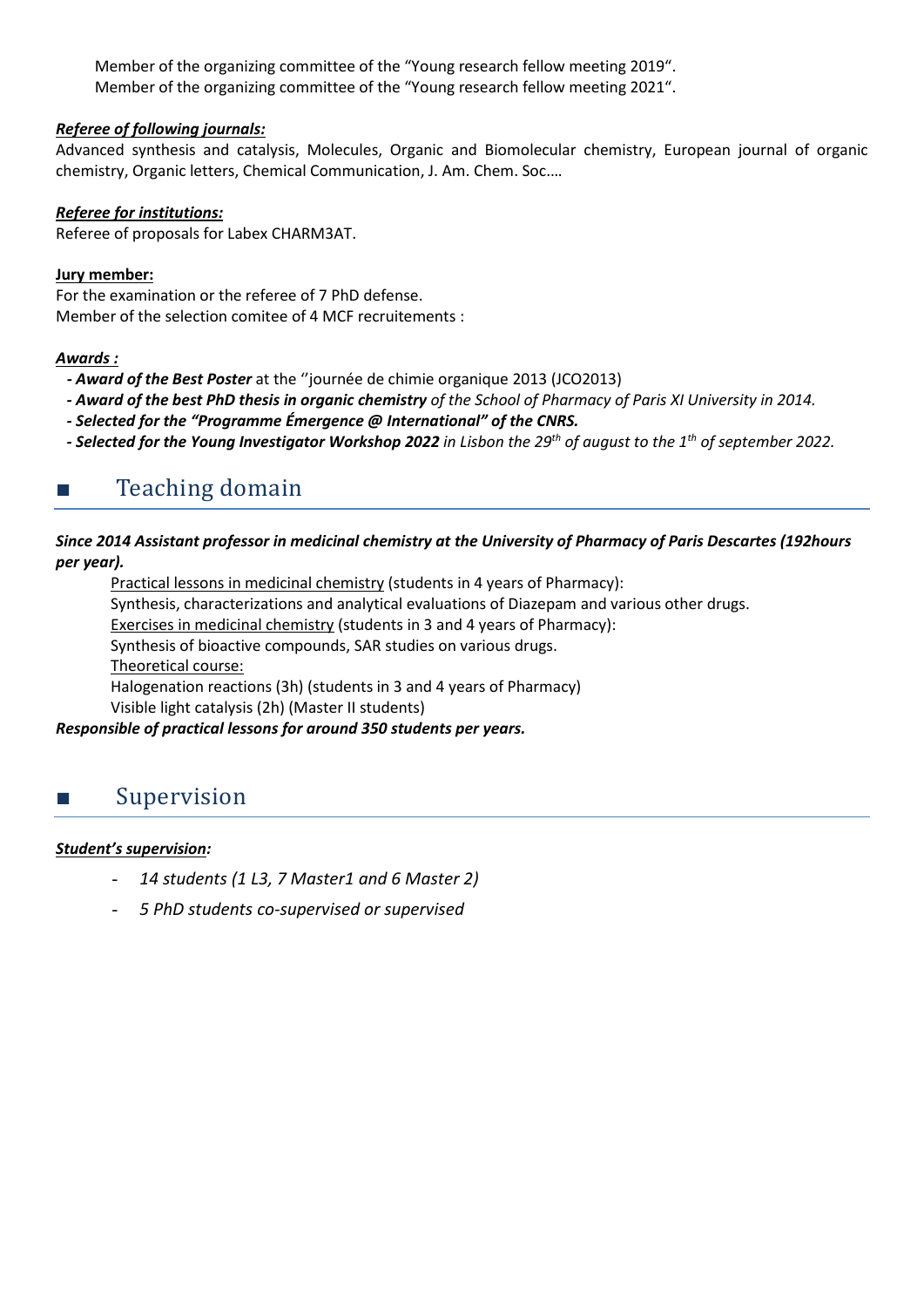Member of the organizing committee of the "Young research fellow meeting 2019".
Member of the organizing committee of the "Young research fellow meeting 2021".

***Referee of following journals:***
Advanced synthesis and catalysis, Molecules, Organic and Biomolecular chemistry, European journal of organic chemistry, Organic letters, Chemical Communication, J. Am. Chem. Soc.…

***Referee for institutions:***
Referee of proposals for Labex CHARM3AT.

**Jury member:**
For the examination or the referee of 7 PhD defense.
Member of the selection comitee of 4 MCF recruitements :

***Awards :***

- ***Award of the Best Poster*** at the ''journée de chimie organique 2013 (JCO2013)
- ***Award of the best PhD thesis in organic chemistry*** *of the School of Pharmacy of Paris XI University in 2014.*
- ***Selected for the "Programme Émergence @ International" of the CNRS.***
- ***Selected for the Young Investigator Workshop 2022*** *in Lisbon the 29th of august to the 1th of september 2022.*

## ■ Teaching domain

***Since 2014 Assistant professor in medicinal chemistry at the University of Pharmacy of Paris Descartes (192hours per year).***

Practical lessons in medicinal chemistry (students in 4 years of Pharmacy):
Synthesis, characterizations and analytical evaluations of Diazepam and various other drugs.
Exercises in medicinal chemistry (students in 3 and 4 years of Pharmacy):
Synthesis of bioactive compounds, SAR studies on various drugs.
Theoretical course:
Halogenation reactions (3h) (students in 3 and 4 years of Pharmacy)
Visible light catalysis (2h) (Master II students)

***Responsible of practical lessons for around 350 students per years.***

## ■ Supervision

***Student's supervision:***

- *14 students (1 L3, 7 Master1 and 6 Master 2)*
- *5 PhD students co-supervised or supervised*